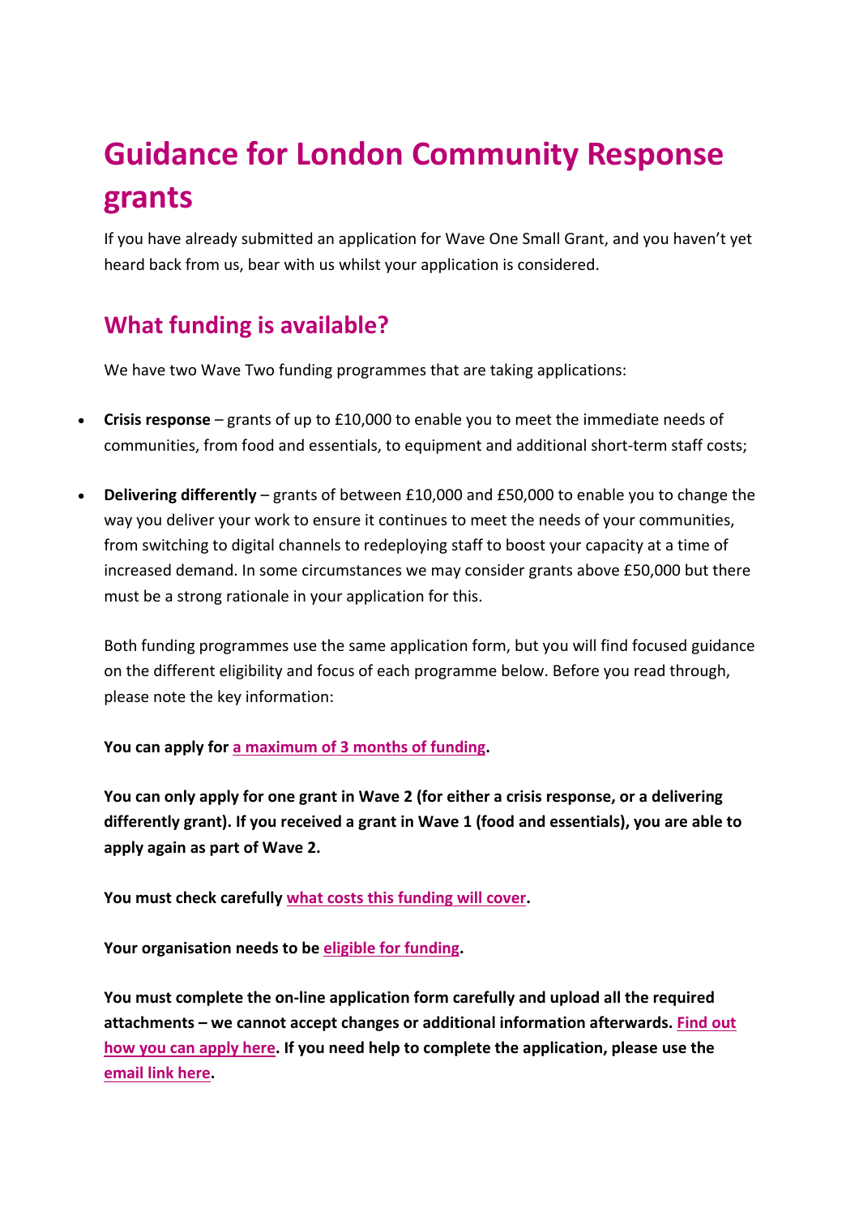# Guidance for London Community Response grants

If you have already submitted an application for Wave One Small Grant, and you haven't yet heard back from us, bear with us whilst your application is considered.

## What funding is available?

We have two Wave Two funding programmes that are taking applications:

- **Crisis response** – grants of up to £10,000 to enable you to meet the immediate needs of communities, from food and essentials, to equipment and additional short-term staff costs;

- **Delivering differently** – grants of between £10,000 and £50,000 to enable you to change the way you deliver your work to ensure it continues to meet the needs of your communities, from switching to digital channels to redeploying staff to boost your capacity at a time of increased demand. In some circumstances we may consider grants above £50,000 but there must be a strong rationale in your application for this.

Both funding programmes use the same application form, but you will find focused guidance on the different eligibility and focus of each programme below. Before you read through, please note the key information:

**You can apply for a maximum of 3 months of funding.**

**You can only apply for one grant in Wave 2 (for either a crisis response, or a delivering differently grant). If you received a grant in Wave 1 (food and essentials), you are able to apply again as part of Wave 2.**

**You must check carefully what costs this funding will cover.**

**Your organisation needs to be eligible for funding.**

**You must complete the on-line application form carefully and upload all the required attachments – we cannot accept changes or additional information afterwards. Find out how you can apply here. If you need help to complete the application, please use the email link here.**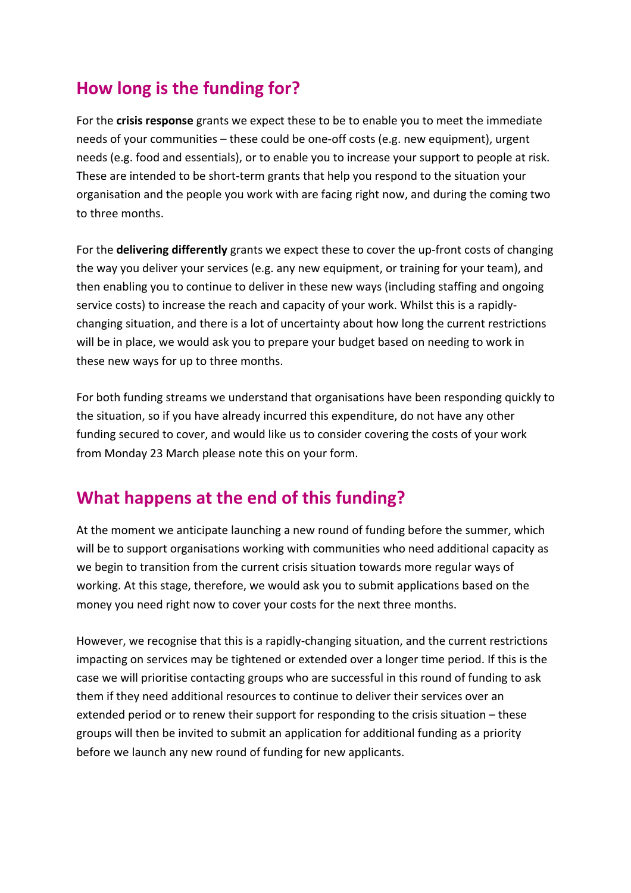## How long is the funding for?

For the **crisis response** grants we expect these to be to enable you to meet the immediate needs of your communities – these could be one-off costs (e.g. new equipment), urgent needs (e.g. food and essentials), or to enable you to increase your support to people at risk. These are intended to be short-term grants that help you respond to the situation your organisation and the people you work with are facing right now, and during the coming two to three months.

For the **delivering differently** grants we expect these to cover the up-front costs of changing the way you deliver your services (e.g. any new equipment, or training for your team), and then enabling you to continue to deliver in these new ways (including staffing and ongoing service costs) to increase the reach and capacity of your work. Whilst this is a rapidly-changing situation, and there is a lot of uncertainty about how long the current restrictions will be in place, we would ask you to prepare your budget based on needing to work in these new ways for up to three months.

For both funding streams we understand that organisations have been responding quickly to the situation, so if you have already incurred this expenditure, do not have any other funding secured to cover, and would like us to consider covering the costs of your work from Monday 23 March please note this on your form.

## What happens at the end of this funding?

At the moment we anticipate launching a new round of funding before the summer, which will be to support organisations working with communities who need additional capacity as we begin to transition from the current crisis situation towards more regular ways of working. At this stage, therefore, we would ask you to submit applications based on the money you need right now to cover your costs for the next three months.

However, we recognise that this is a rapidly-changing situation, and the current restrictions impacting on services may be tightened or extended over a longer time period. If this is the case we will prioritise contacting groups who are successful in this round of funding to ask them if they need additional resources to continue to deliver their services over an extended period or to renew their support for responding to the crisis situation – these groups will then be invited to submit an application for additional funding as a priority before we launch any new round of funding for new applicants.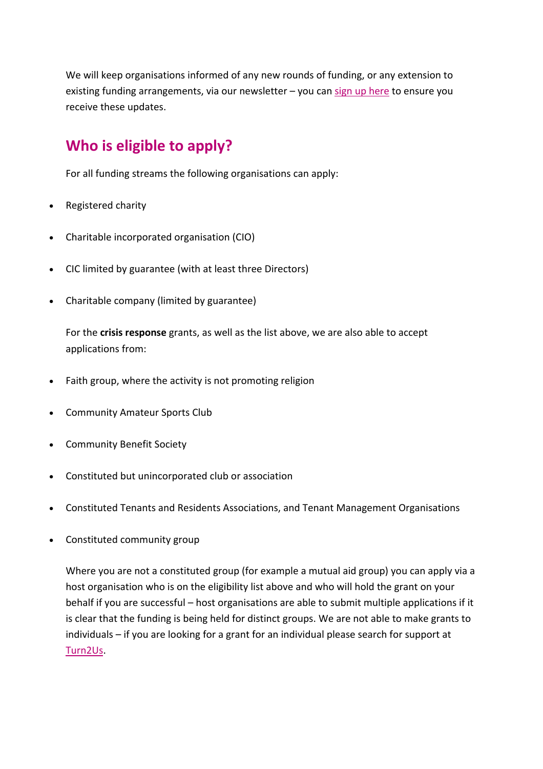We will keep organisations informed of any new rounds of funding, or any extension to existing funding arrangements, via our newsletter – you can sign up here to ensure you receive these updates.

## Who is eligible to apply?

For all funding streams the following organisations can apply:

- Registered charity
- Charitable incorporated organisation (CIO)
- CIC limited by guarantee (with at least three Directors)
- Charitable company (limited by guarantee)

For the **crisis response** grants, as well as the list above, we are also able to accept applications from:

- Faith group, where the activity is not promoting religion
- Community Amateur Sports Club
- Community Benefit Society
- Constituted but unincorporated club or association
- Constituted Tenants and Residents Associations, and Tenant Management Organisations
- Constituted community group

Where you are not a constituted group (for example a mutual aid group) you can apply via a host organisation who is on the eligibility list above and who will hold the grant on your behalf if you are successful – host organisations are able to submit multiple applications if it is clear that the funding is being held for distinct groups. We are not able to make grants to individuals – if you are looking for a grant for an individual please search for support at Turn2Us.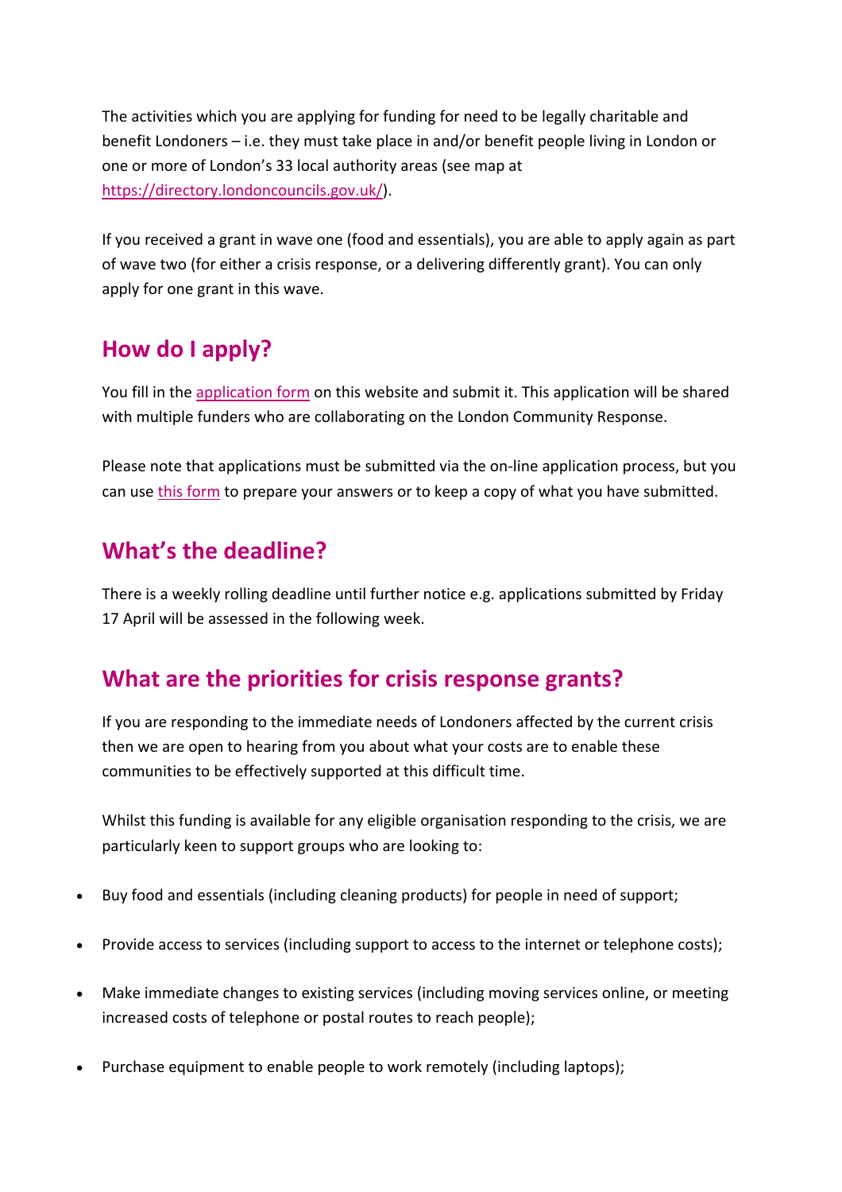The activities which you are applying for funding for need to be legally charitable and benefit Londoners – i.e. they must take place in and/or benefit people living in London or one or more of London's 33 local authority areas (see map at [https://directory.londoncouncils.gov.uk/](https://directory.londoncouncils.gov.uk/)).

If you received a grant in wave one (food and essentials), you are able to apply again as part of wave two (for either a crisis response, or a delivering differently grant). You can only apply for one grant in this wave.

## How do I apply?

You fill in the application form on this website and submit it. This application will be shared with multiple funders who are collaborating on the London Community Response.

Please note that applications must be submitted via the on-line application process, but you can use this form to prepare your answers or to keep a copy of what you have submitted.

## What's the deadline?

There is a weekly rolling deadline until further notice e.g. applications submitted by Friday 17 April will be assessed in the following week.

## What are the priorities for crisis response grants?

If you are responding to the immediate needs of Londoners affected by the current crisis then we are open to hearing from you about what your costs are to enable these communities to be effectively supported at this difficult time.

Whilst this funding is available for any eligible organisation responding to the crisis, we are particularly keen to support groups who are looking to:

- Buy food and essentials (including cleaning products) for people in need of support;
- Provide access to services (including support to access to the internet or telephone costs);
- Make immediate changes to existing services (including moving services online, or meeting increased costs of telephone or postal routes to reach people);
- Purchase equipment to enable people to work remotely (including laptops);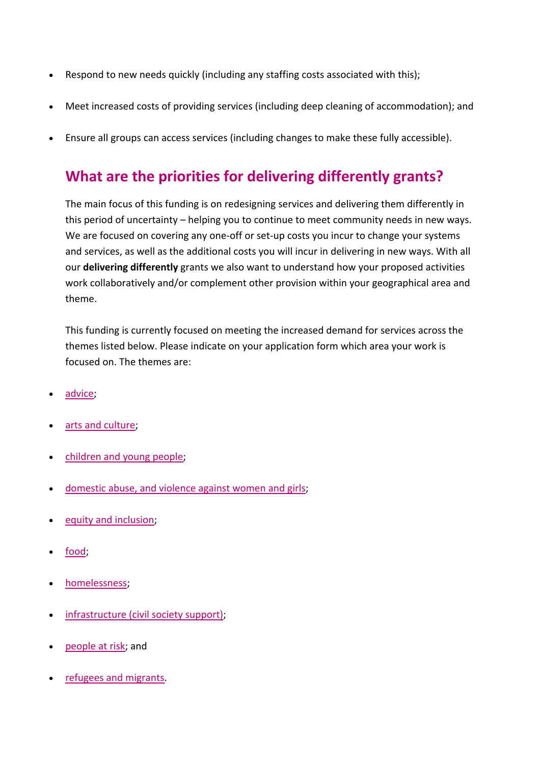- Respond to new needs quickly (including any staffing costs associated with this);
- Meet increased costs of providing services (including deep cleaning of accommodation); and
- Ensure all groups can access services (including changes to make these fully accessible).

## What are the priorities for delivering differently grants?

The main focus of this funding is on redesigning services and delivering them differently in this period of uncertainty – helping you to continue to meet community needs in new ways. We are focused on covering any one-off or set-up costs you incur to change your systems and services, as well as the additional costs you will incur in delivering in new ways. With all our **delivering differently** grants we also want to understand how your proposed activities work collaboratively and/or complement other provision within your geographical area and theme.

This funding is currently focused on meeting the increased demand for services across the themes listed below. Please indicate on your application form which area your work is focused on. The themes are:

- advice;
- arts and culture;
- children and young people;
- domestic abuse, and violence against women and girls;
- equity and inclusion;
- food;
- homelessness;
- infrastructure (civil society support);
- people at risk; and
- refugees and migrants.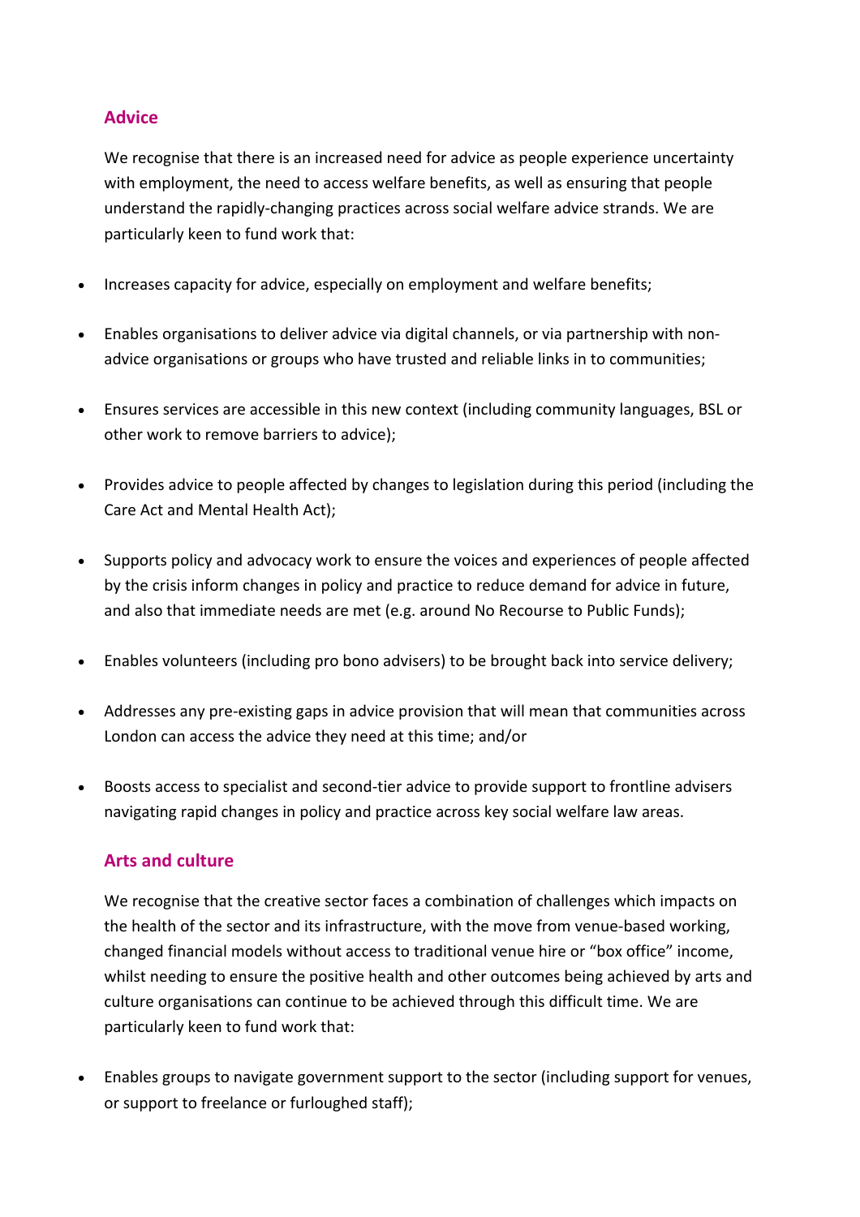## Advice

We recognise that there is an increased need for advice as people experience uncertainty with employment, the need to access welfare benefits, as well as ensuring that people understand the rapidly-changing practices across social welfare advice strands. We are particularly keen to fund work that:

- Increases capacity for advice, especially on employment and welfare benefits;
- Enables organisations to deliver advice via digital channels, or via partnership with non-advice organisations or groups who have trusted and reliable links in to communities;
- Ensures services are accessible in this new context (including community languages, BSL or other work to remove barriers to advice);
- Provides advice to people affected by changes to legislation during this period (including the Care Act and Mental Health Act);
- Supports policy and advocacy work to ensure the voices and experiences of people affected by the crisis inform changes in policy and practice to reduce demand for advice in future, and also that immediate needs are met (e.g. around No Recourse to Public Funds);
- Enables volunteers (including pro bono advisers) to be brought back into service delivery;
- Addresses any pre-existing gaps in advice provision that will mean that communities across London can access the advice they need at this time; and/or
- Boosts access to specialist and second-tier advice to provide support to frontline advisers navigating rapid changes in policy and practice across key social welfare law areas.

## Arts and culture

We recognise that the creative sector faces a combination of challenges which impacts on the health of the sector and its infrastructure, with the move from venue-based working, changed financial models without access to traditional venue hire or "box office" income, whilst needing to ensure the positive health and other outcomes being achieved by arts and culture organisations can continue to be achieved through this difficult time. We are particularly keen to fund work that:

- Enables groups to navigate government support to the sector (including support for venues, or support to freelance or furloughed staff);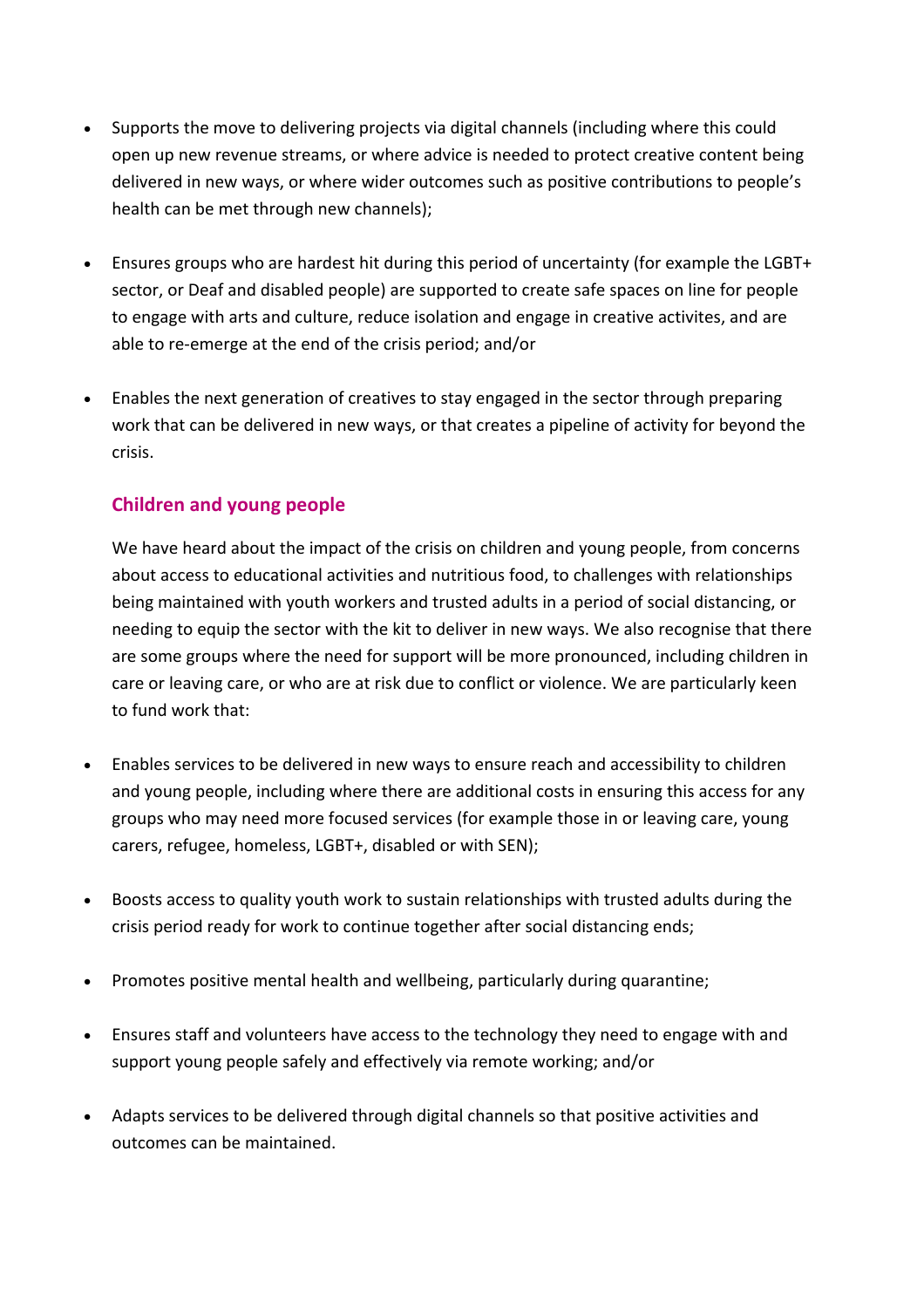- Supports the move to delivering projects via digital channels (including where this could open up new revenue streams, or where advice is needed to protect creative content being delivered in new ways, or where wider outcomes such as positive contributions to people's health can be met through new channels);

- Ensures groups who are hardest hit during this period of uncertainty (for example the LGBT+ sector, or Deaf and disabled people) are supported to create safe spaces on line for people to engage with arts and culture, reduce isolation and engage in creative activites, and are able to re-emerge at the end of the crisis period; and/or

- Enables the next generation of creatives to stay engaged in the sector through preparing work that can be delivered in new ways, or that creates a pipeline of activity for beyond the crisis.

### Children and young people

We have heard about the impact of the crisis on children and young people, from concerns about access to educational activities and nutritious food, to challenges with relationships being maintained with youth workers and trusted adults in a period of social distancing, or needing to equip the sector with the kit to deliver in new ways. We also recognise that there are some groups where the need for support will be more pronounced, including children in care or leaving care, or who are at risk due to conflict or violence. We are particularly keen to fund work that:

- Enables services to be delivered in new ways to ensure reach and accessibility to children and young people, including where there are additional costs in ensuring this access for any groups who may need more focused services (for example those in or leaving care, young carers, refugee, homeless, LGBT+, disabled or with SEN);

- Boosts access to quality youth work to sustain relationships with trusted adults during the crisis period ready for work to continue together after social distancing ends;

- Promotes positive mental health and wellbeing, particularly during quarantine;

- Ensures staff and volunteers have access to the technology they need to engage with and support young people safely and effectively via remote working; and/or

- Adapts services to be delivered through digital channels so that positive activities and outcomes can be maintained.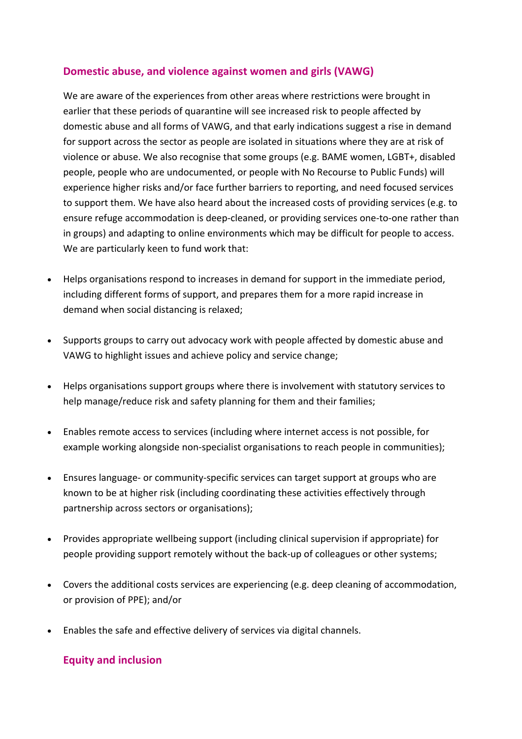## Domestic abuse, and violence against women and girls (VAWG)

We are aware of the experiences from other areas where restrictions were brought in earlier that these periods of quarantine will see increased risk to people affected by domestic abuse and all forms of VAWG, and that early indications suggest a rise in demand for support across the sector as people are isolated in situations where they are at risk of violence or abuse. We also recognise that some groups (e.g. BAME women, LGBT+, disabled people, people who are undocumented, or people with No Recourse to Public Funds) will experience higher risks and/or face further barriers to reporting, and need focused services to support them. We have also heard about the increased costs of providing services (e.g. to ensure refuge accommodation is deep-cleaned, or providing services one-to-one rather than in groups) and adapting to online environments which may be difficult for people to access. We are particularly keen to fund work that:

- Helps organisations respond to increases in demand for support in the immediate period, including different forms of support, and prepares them for a more rapid increase in demand when social distancing is relaxed;
- Supports groups to carry out advocacy work with people affected by domestic abuse and VAWG to highlight issues and achieve policy and service change;
- Helps organisations support groups where there is involvement with statutory services to help manage/reduce risk and safety planning for them and their families;
- Enables remote access to services (including where internet access is not possible, for example working alongside non-specialist organisations to reach people in communities);
- Ensures language- or community-specific services can target support at groups who are known to be at higher risk (including coordinating these activities effectively through partnership across sectors or organisations);
- Provides appropriate wellbeing support (including clinical supervision if appropriate) for people providing support remotely without the back-up of colleagues or other systems;
- Covers the additional costs services are experiencing (e.g. deep cleaning of accommodation, or provision of PPE); and/or
- Enables the safe and effective delivery of services via digital channels.

## Equity and inclusion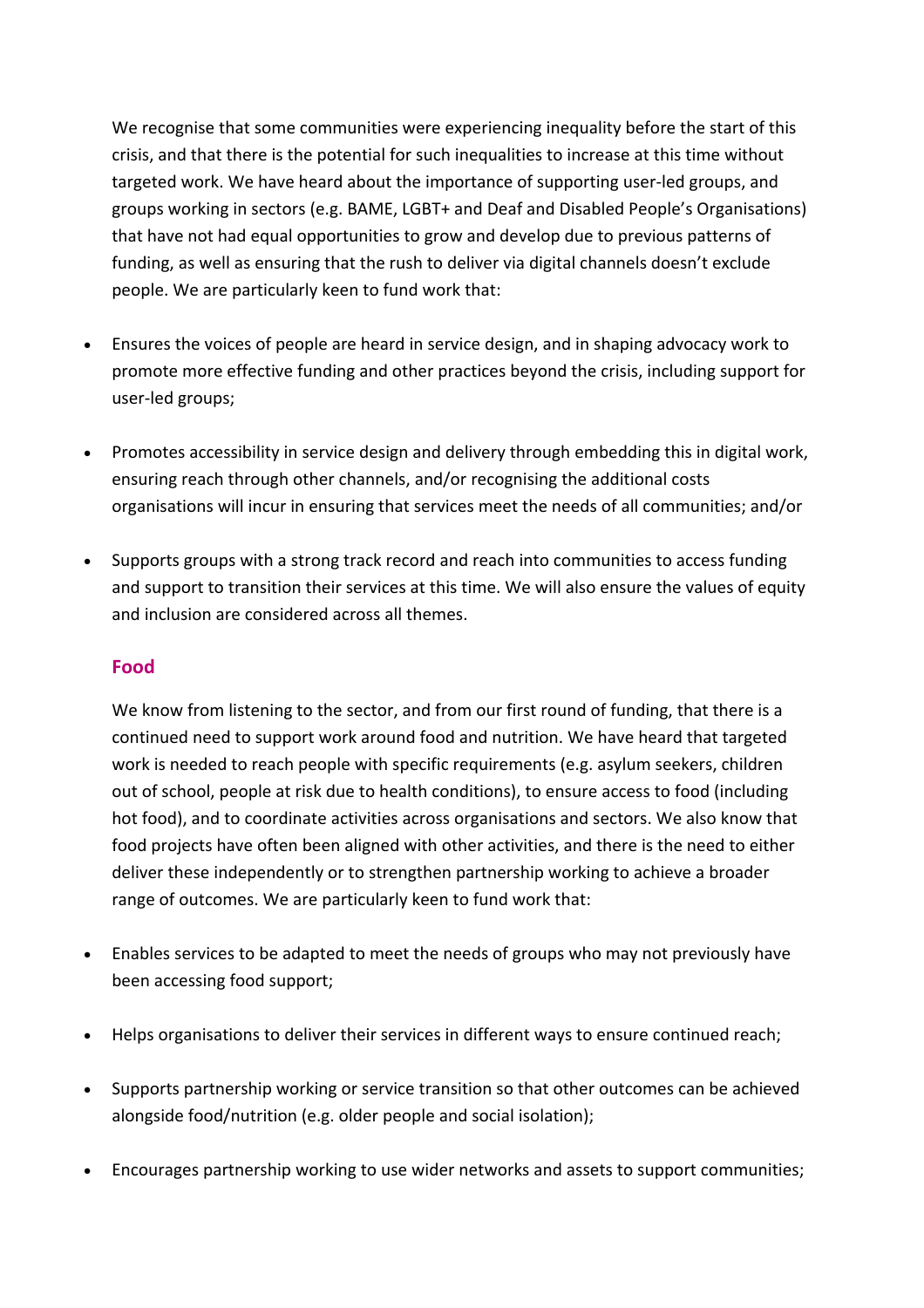We recognise that some communities were experiencing inequality before the start of this crisis, and that there is the potential for such inequalities to increase at this time without targeted work. We have heard about the importance of supporting user-led groups, and groups working in sectors (e.g. BAME, LGBT+ and Deaf and Disabled People's Organisations) that have not had equal opportunities to grow and develop due to previous patterns of funding, as well as ensuring that the rush to deliver via digital channels doesn't exclude people. We are particularly keen to fund work that:

- Ensures the voices of people are heard in service design, and in shaping advocacy work to promote more effective funding and other practices beyond the crisis, including support for user-led groups;
- Promotes accessibility in service design and delivery through embedding this in digital work, ensuring reach through other channels, and/or recognising the additional costs organisations will incur in ensuring that services meet the needs of all communities; and/or
- Supports groups with a strong track record and reach into communities to access funding and support to transition their services at this time. We will also ensure the values of equity and inclusion are considered across all themes.

### Food

We know from listening to the sector, and from our first round of funding, that there is a continued need to support work around food and nutrition. We have heard that targeted work is needed to reach people with specific requirements (e.g. asylum seekers, children out of school, people at risk due to health conditions), to ensure access to food (including hot food), and to coordinate activities across organisations and sectors. We also know that food projects have often been aligned with other activities, and there is the need to either deliver these independently or to strengthen partnership working to achieve a broader range of outcomes. We are particularly keen to fund work that:

- Enables services to be adapted to meet the needs of groups who may not previously have been accessing food support;
- Helps organisations to deliver their services in different ways to ensure continued reach;
- Supports partnership working or service transition so that other outcomes can be achieved alongside food/nutrition (e.g. older people and social isolation);
- Encourages partnership working to use wider networks and assets to support communities;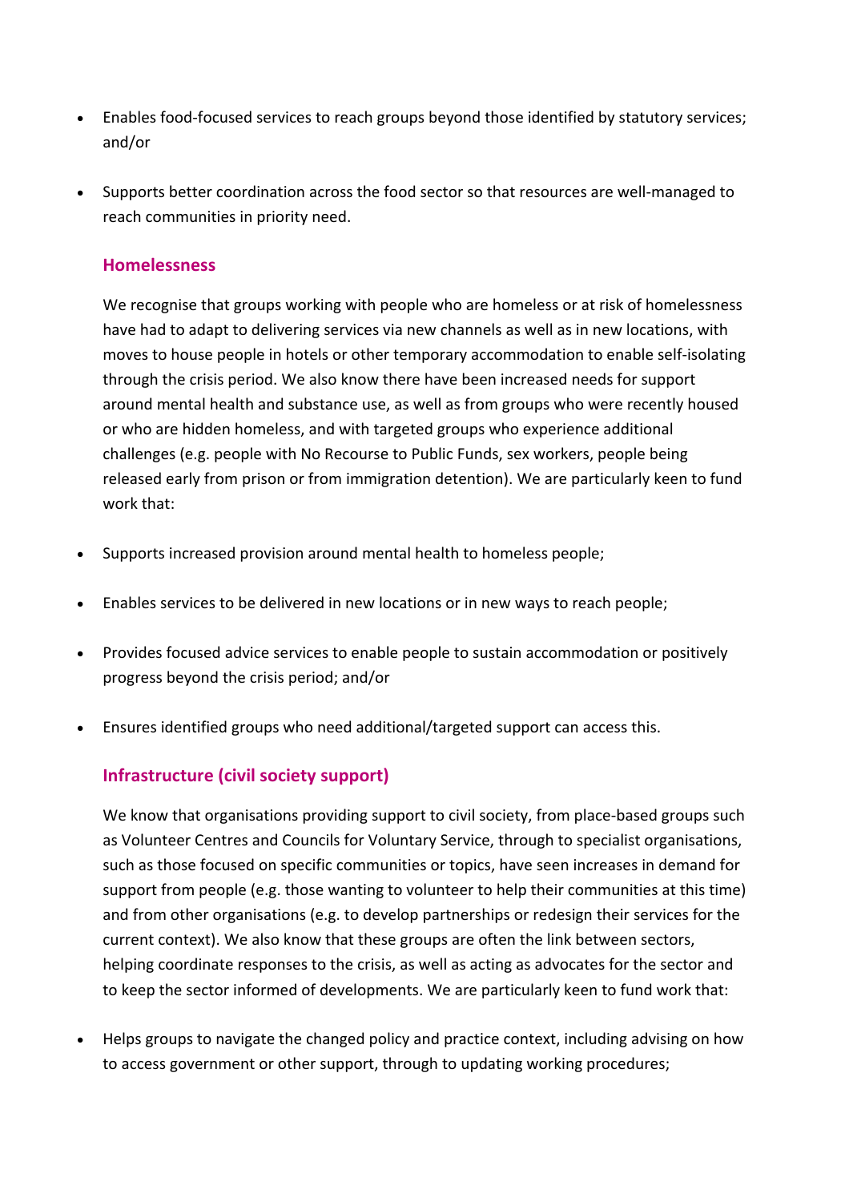- Enables food-focused services to reach groups beyond those identified by statutory services; and/or
- Supports better coordination across the food sector so that resources are well-managed to reach communities in priority need.

### Homelessness

We recognise that groups working with people who are homeless or at risk of homelessness have had to adapt to delivering services via new channels as well as in new locations, with moves to house people in hotels or other temporary accommodation to enable self-isolating through the crisis period. We also know there have been increased needs for support around mental health and substance use, as well as from groups who were recently housed or who are hidden homeless, and with targeted groups who experience additional challenges (e.g. people with No Recourse to Public Funds, sex workers, people being released early from prison or from immigration detention). We are particularly keen to fund work that:

- Supports increased provision around mental health to homeless people;
- Enables services to be delivered in new locations or in new ways to reach people;
- Provides focused advice services to enable people to sustain accommodation or positively progress beyond the crisis period; and/or
- Ensures identified groups who need additional/targeted support can access this.

### Infrastructure (civil society support)

We know that organisations providing support to civil society, from place-based groups such as Volunteer Centres and Councils for Voluntary Service, through to specialist organisations, such as those focused on specific communities or topics, have seen increases in demand for support from people (e.g. those wanting to volunteer to help their communities at this time) and from other organisations (e.g. to develop partnerships or redesign their services for the current context). We also know that these groups are often the link between sectors, helping coordinate responses to the crisis, as well as acting as advocates for the sector and to keep the sector informed of developments. We are particularly keen to fund work that:

- Helps groups to navigate the changed policy and practice context, including advising on how to access government or other support, through to updating working procedures;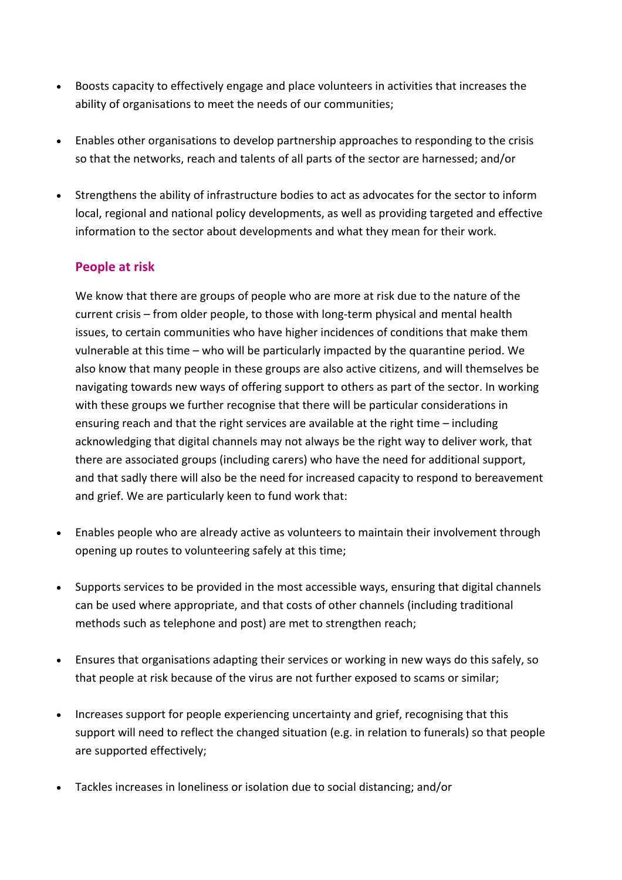- Boosts capacity to effectively engage and place volunteers in activities that increases the ability of organisations to meet the needs of our communities;
- Enables other organisations to develop partnership approaches to responding to the crisis so that the networks, reach and talents of all parts of the sector are harnessed; and/or
- Strengthens the ability of infrastructure bodies to act as advocates for the sector to inform local, regional and national policy developments, as well as providing targeted and effective information to the sector about developments and what they mean for their work.

### People at risk

We know that there are groups of people who are more at risk due to the nature of the current crisis – from older people, to those with long-term physical and mental health issues, to certain communities who have higher incidences of conditions that make them vulnerable at this time – who will be particularly impacted by the quarantine period. We also know that many people in these groups are also active citizens, and will themselves be navigating towards new ways of offering support to others as part of the sector. In working with these groups we further recognise that there will be particular considerations in ensuring reach and that the right services are available at the right time – including acknowledging that digital channels may not always be the right way to deliver work, that there are associated groups (including carers) who have the need for additional support, and that sadly there will also be the need for increased capacity to respond to bereavement and grief. We are particularly keen to fund work that:

- Enables people who are already active as volunteers to maintain their involvement through opening up routes to volunteering safely at this time;
- Supports services to be provided in the most accessible ways, ensuring that digital channels can be used where appropriate, and that costs of other channels (including traditional methods such as telephone and post) are met to strengthen reach;
- Ensures that organisations adapting their services or working in new ways do this safely, so that people at risk because of the virus are not further exposed to scams or similar;
- Increases support for people experiencing uncertainty and grief, recognising that this support will need to reflect the changed situation (e.g. in relation to funerals) so that people are supported effectively;
- Tackles increases in loneliness or isolation due to social distancing; and/or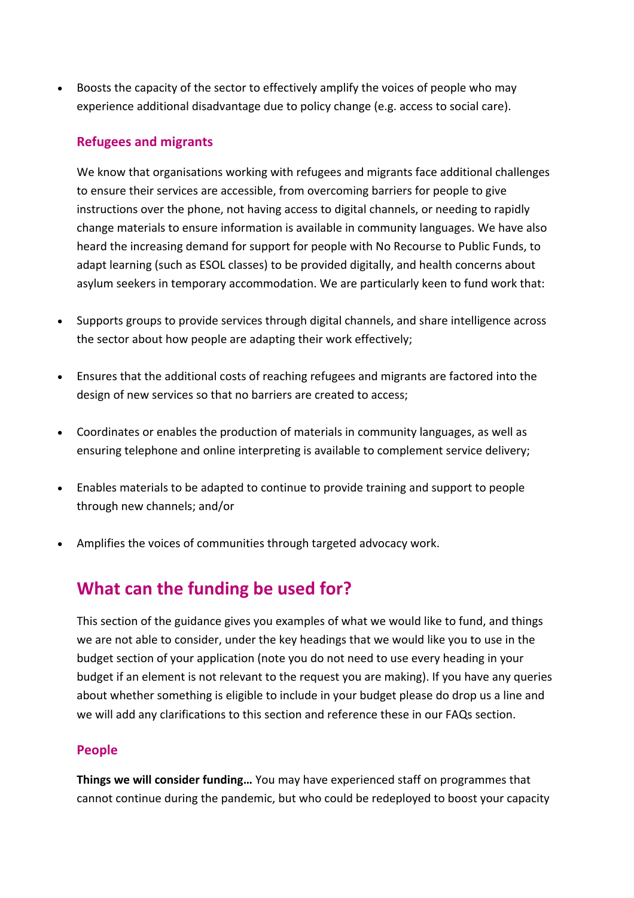- Boosts the capacity of the sector to effectively amplify the voices of people who may experience additional disadvantage due to policy change (e.g. access to social care).

### Refugees and migrants

We know that organisations working with refugees and migrants face additional challenges to ensure their services are accessible, from overcoming barriers for people to give instructions over the phone, not having access to digital channels, or needing to rapidly change materials to ensure information is available in community languages. We have also heard the increasing demand for support for people with No Recourse to Public Funds, to adapt learning (such as ESOL classes) to be provided digitally, and health concerns about asylum seekers in temporary accommodation. We are particularly keen to fund work that:

- Supports groups to provide services through digital channels, and share intelligence across the sector about how people are adapting their work effectively;
- Ensures that the additional costs of reaching refugees and migrants are factored into the design of new services so that no barriers are created to access;
- Coordinates or enables the production of materials in community languages, as well as ensuring telephone and online interpreting is available to complement service delivery;
- Enables materials to be adapted to continue to provide training and support to people through new channels; and/or
- Amplifies the voices of communities through targeted advocacy work.

## What can the funding be used for?

This section of the guidance gives you examples of what we would like to fund, and things we are not able to consider, under the key headings that we would like you to use in the budget section of your application (note you do not need to use every heading in your budget if an element is not relevant to the request you are making). If you have any queries about whether something is eligible to include in your budget please do drop us a line and we will add any clarifications to this section and reference these in our FAQs section.

### People

**Things we will consider funding…** You may have experienced staff on programmes that cannot continue during the pandemic, but who could be redeployed to boost your capacity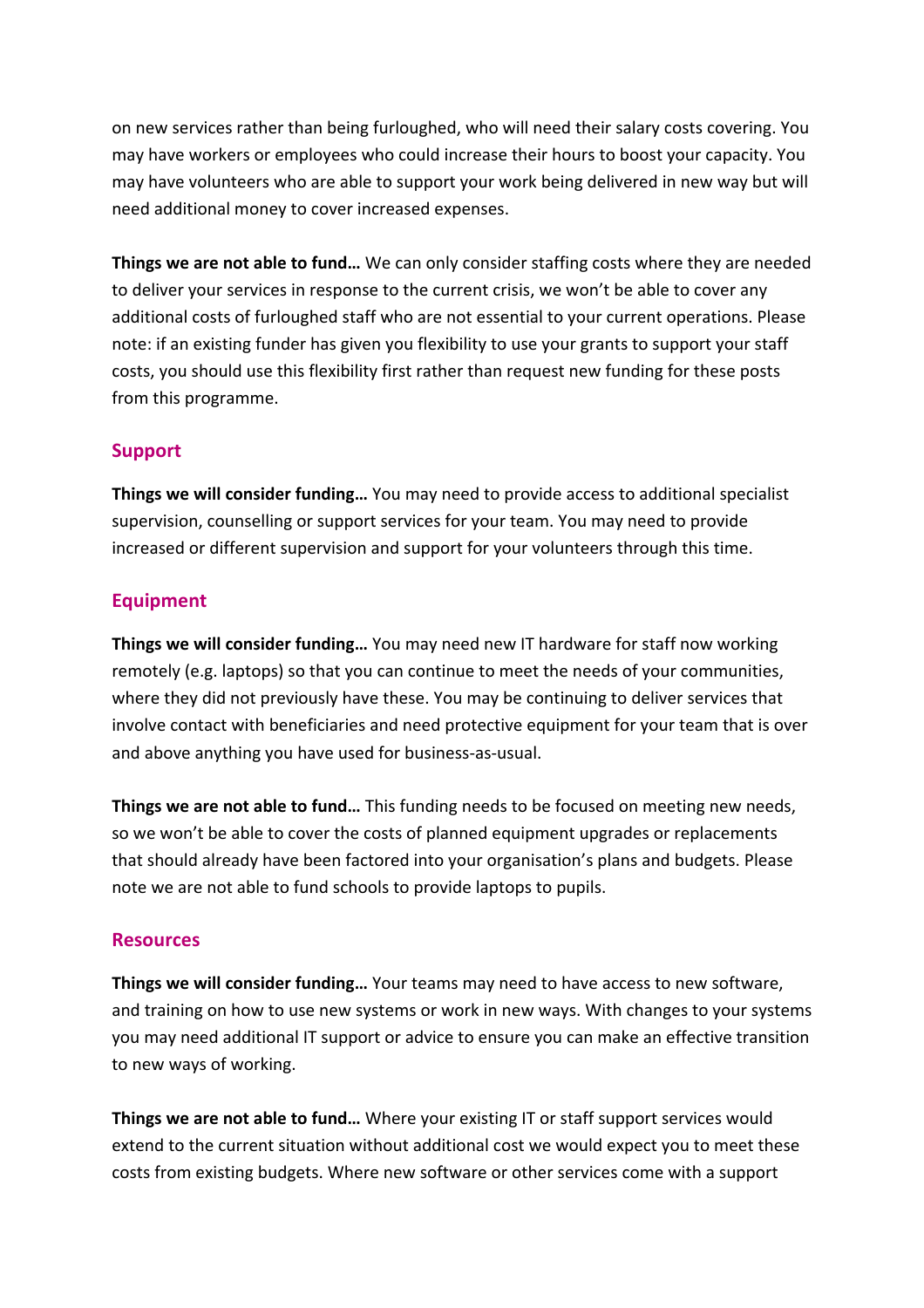on new services rather than being furloughed, who will need their salary costs covering. You may have workers or employees who could increase their hours to boost your capacity. You may have volunteers who are able to support your work being delivered in new way but will need additional money to cover increased expenses.

**Things we are not able to fund…** We can only consider staffing costs where they are needed to deliver your services in response to the current crisis, we won't be able to cover any additional costs of furloughed staff who are not essential to your current operations. Please note: if an existing funder has given you flexibility to use your grants to support your staff costs, you should use this flexibility first rather than request new funding for these posts from this programme.

### Support

**Things we will consider funding…** You may need to provide access to additional specialist supervision, counselling or support services for your team. You may need to provide increased or different supervision and support for your volunteers through this time.

### Equipment

**Things we will consider funding…** You may need new IT hardware for staff now working remotely (e.g. laptops) so that you can continue to meet the needs of your communities, where they did not previously have these. You may be continuing to deliver services that involve contact with beneficiaries and need protective equipment for your team that is over and above anything you have used for business-as-usual.

**Things we are not able to fund…** This funding needs to be focused on meeting new needs, so we won't be able to cover the costs of planned equipment upgrades or replacements that should already have been factored into your organisation's plans and budgets. Please note we are not able to fund schools to provide laptops to pupils.

### Resources

**Things we will consider funding…** Your teams may need to have access to new software, and training on how to use new systems or work in new ways. With changes to your systems you may need additional IT support or advice to ensure you can make an effective transition to new ways of working.

**Things we are not able to fund…** Where your existing IT or staff support services would extend to the current situation without additional cost we would expect you to meet these costs from existing budgets. Where new software or other services come with a support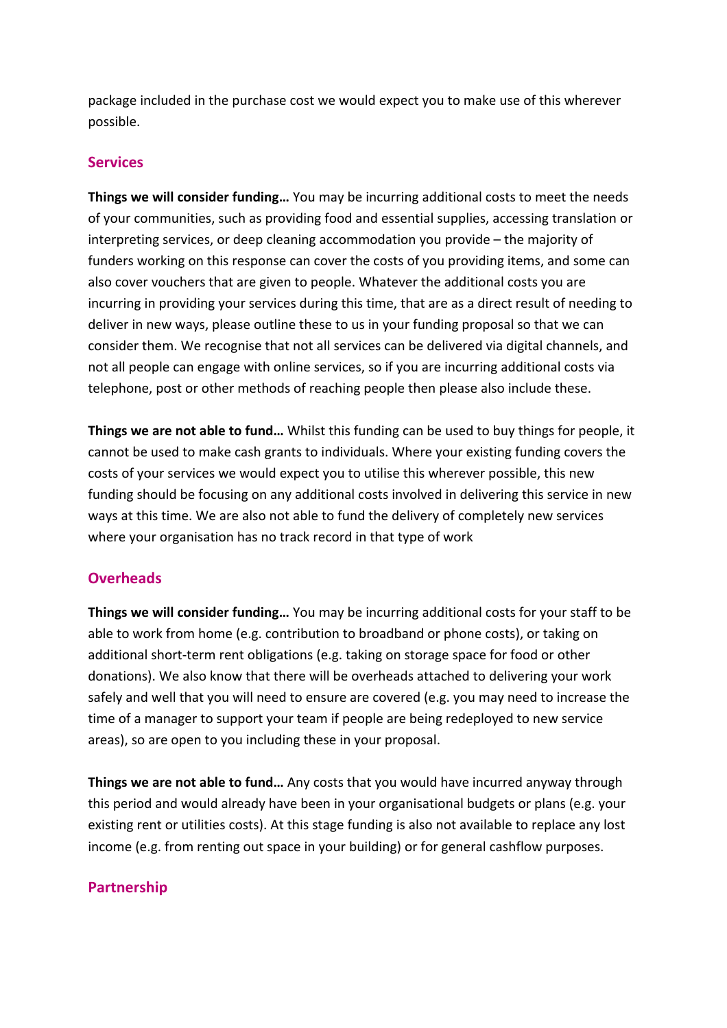package included in the purchase cost we would expect you to make use of this wherever possible.

## Services

**Things we will consider funding…** You may be incurring additional costs to meet the needs of your communities, such as providing food and essential supplies, accessing translation or interpreting services, or deep cleaning accommodation you provide – the majority of funders working on this response can cover the costs of you providing items, and some can also cover vouchers that are given to people. Whatever the additional costs you are incurring in providing your services during this time, that are as a direct result of needing to deliver in new ways, please outline these to us in your funding proposal so that we can consider them. We recognise that not all services can be delivered via digital channels, and not all people can engage with online services, so if you are incurring additional costs via telephone, post or other methods of reaching people then please also include these.

**Things we are not able to fund…** Whilst this funding can be used to buy things for people, it cannot be used to make cash grants to individuals. Where your existing funding covers the costs of your services we would expect you to utilise this wherever possible, this new funding should be focusing on any additional costs involved in delivering this service in new ways at this time. We are also not able to fund the delivery of completely new services where your organisation has no track record in that type of work

## Overheads

**Things we will consider funding…** You may be incurring additional costs for your staff to be able to work from home (e.g. contribution to broadband or phone costs), or taking on additional short-term rent obligations (e.g. taking on storage space for food or other donations). We also know that there will be overheads attached to delivering your work safely and well that you will need to ensure are covered (e.g. you may need to increase the time of a manager to support your team if people are being redeployed to new service areas), so are open to you including these in your proposal.

**Things we are not able to fund…** Any costs that you would have incurred anyway through this period and would already have been in your organisational budgets or plans (e.g. your existing rent or utilities costs). At this stage funding is also not available to replace any lost income (e.g. from renting out space in your building) or for general cashflow purposes.

## Partnership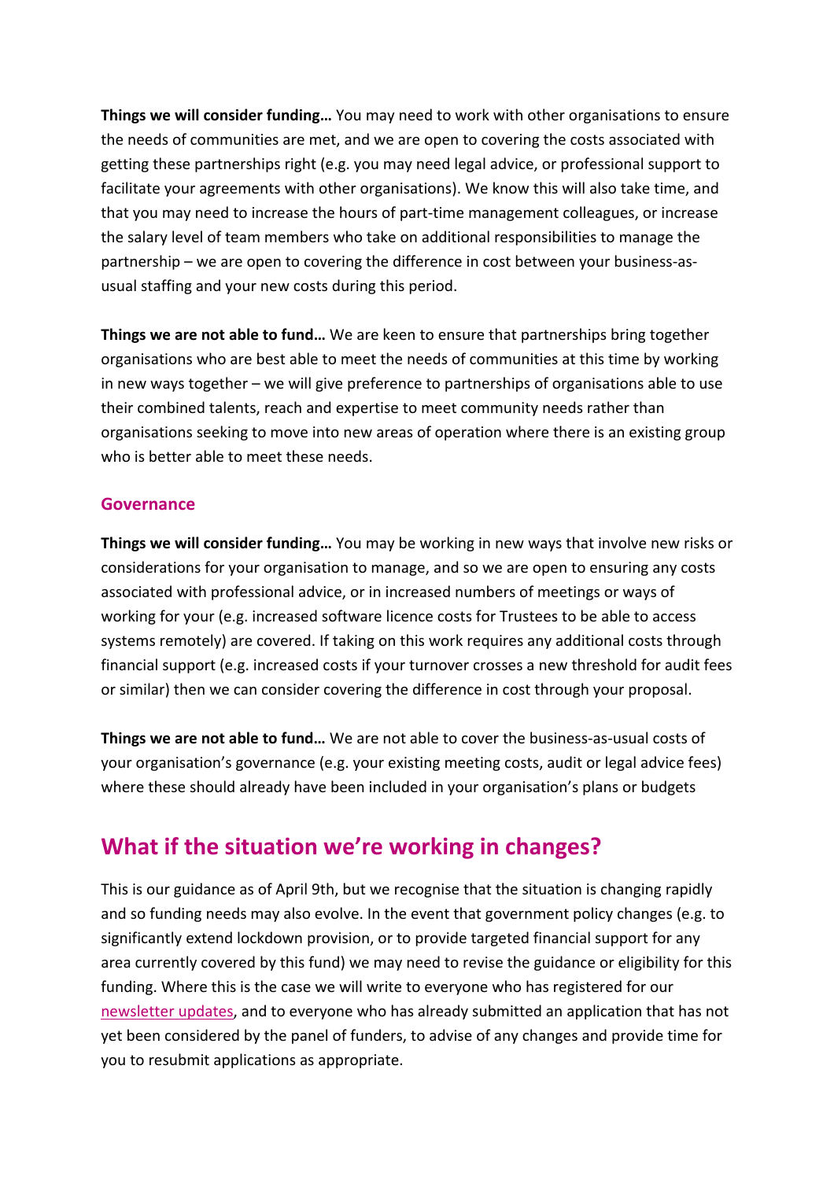**Things we will consider funding…** You may need to work with other organisations to ensure the needs of communities are met, and we are open to covering the costs associated with getting these partnerships right (e.g. you may need legal advice, or professional support to facilitate your agreements with other organisations). We know this will also take time, and that you may need to increase the hours of part-time management colleagues, or increase the salary level of team members who take on additional responsibilities to manage the partnership – we are open to covering the difference in cost between your business-as-usual staffing and your new costs during this period.

**Things we are not able to fund…** We are keen to ensure that partnerships bring together organisations who are best able to meet the needs of communities at this time by working in new ways together – we will give preference to partnerships of organisations able to use their combined talents, reach and expertise to meet community needs rather than organisations seeking to move into new areas of operation where there is an existing group who is better able to meet these needs.

### Governance

**Things we will consider funding…** You may be working in new ways that involve new risks or considerations for your organisation to manage, and so we are open to ensuring any costs associated with professional advice, or in increased numbers of meetings or ways of working for your (e.g. increased software licence costs for Trustees to be able to access systems remotely) are covered. If taking on this work requires any additional costs through financial support (e.g. increased costs if your turnover crosses a new threshold for audit fees or similar) then we can consider covering the difference in cost through your proposal.

**Things we are not able to fund…** We are not able to cover the business-as-usual costs of your organisation's governance (e.g. your existing meeting costs, audit or legal advice fees) where these should already have been included in your organisation's plans or budgets

## What if the situation we're working in changes?

This is our guidance as of April 9th, but we recognise that the situation is changing rapidly and so funding needs may also evolve. In the event that government policy changes (e.g. to significantly extend lockdown provision, or to provide targeted financial support for any area currently covered by this fund) we may need to revise the guidance or eligibility for this funding. Where this is the case we will write to everyone who has registered for our newsletter updates, and to everyone who has already submitted an application that has not yet been considered by the panel of funders, to advise of any changes and provide time for you to resubmit applications as appropriate.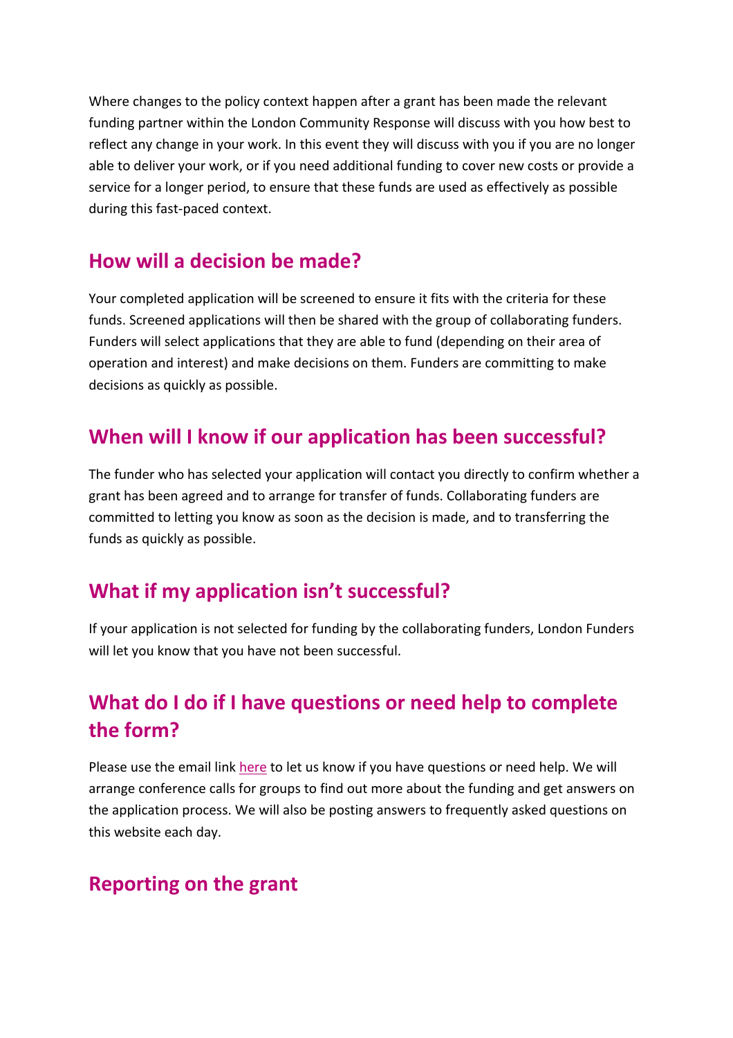Where changes to the policy context happen after a grant has been made the relevant funding partner within the London Community Response will discuss with you how best to reflect any change in your work. In this event they will discuss with you if you are no longer able to deliver your work, or if you need additional funding to cover new costs or provide a service for a longer period, to ensure that these funds are used as effectively as possible during this fast-paced context.

## How will a decision be made?

Your completed application will be screened to ensure it fits with the criteria for these funds. Screened applications will then be shared with the group of collaborating funders. Funders will select applications that they are able to fund (depending on their area of operation and interest) and make decisions on them. Funders are committing to make decisions as quickly as possible.

## When will I know if our application has been successful?

The funder who has selected your application will contact you directly to confirm whether a grant has been agreed and to arrange for transfer of funds. Collaborating funders are committed to letting you know as soon as the decision is made, and to transferring the funds as quickly as possible.

## What if my application isn't successful?

If your application is not selected for funding by the collaborating funders, London Funders will let you know that you have not been successful.

## What do I do if I have questions or need help to complete the form?

Please use the email link here to let us know if you have questions or need help. We will arrange conference calls for groups to find out more about the funding and get answers on the application process. We will also be posting answers to frequently asked questions on this website each day.

## Reporting on the grant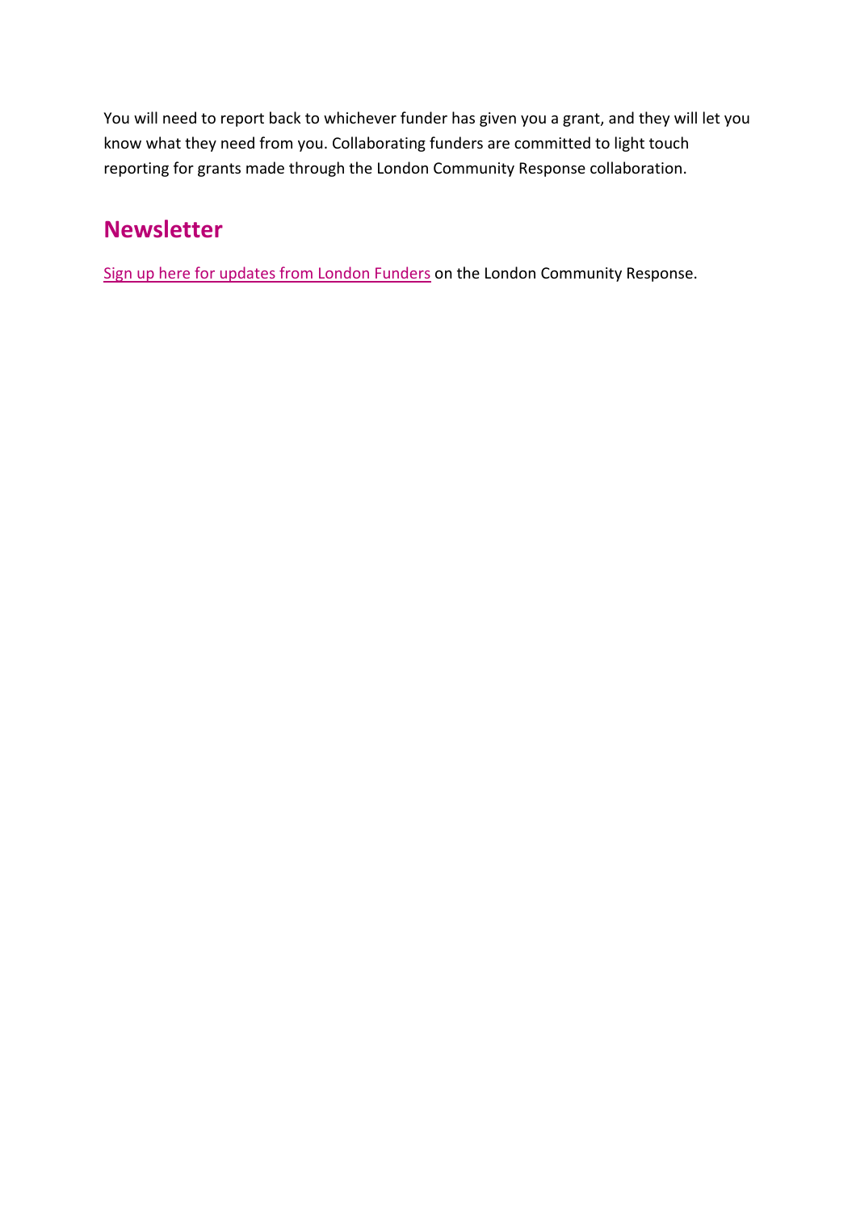You will need to report back to whichever funder has given you a grant, and they will let you know what they need from you. Collaborating funders are committed to light touch reporting for grants made through the London Community Response collaboration.

## Newsletter

Sign up here for updates from London Funders on the London Community Response.